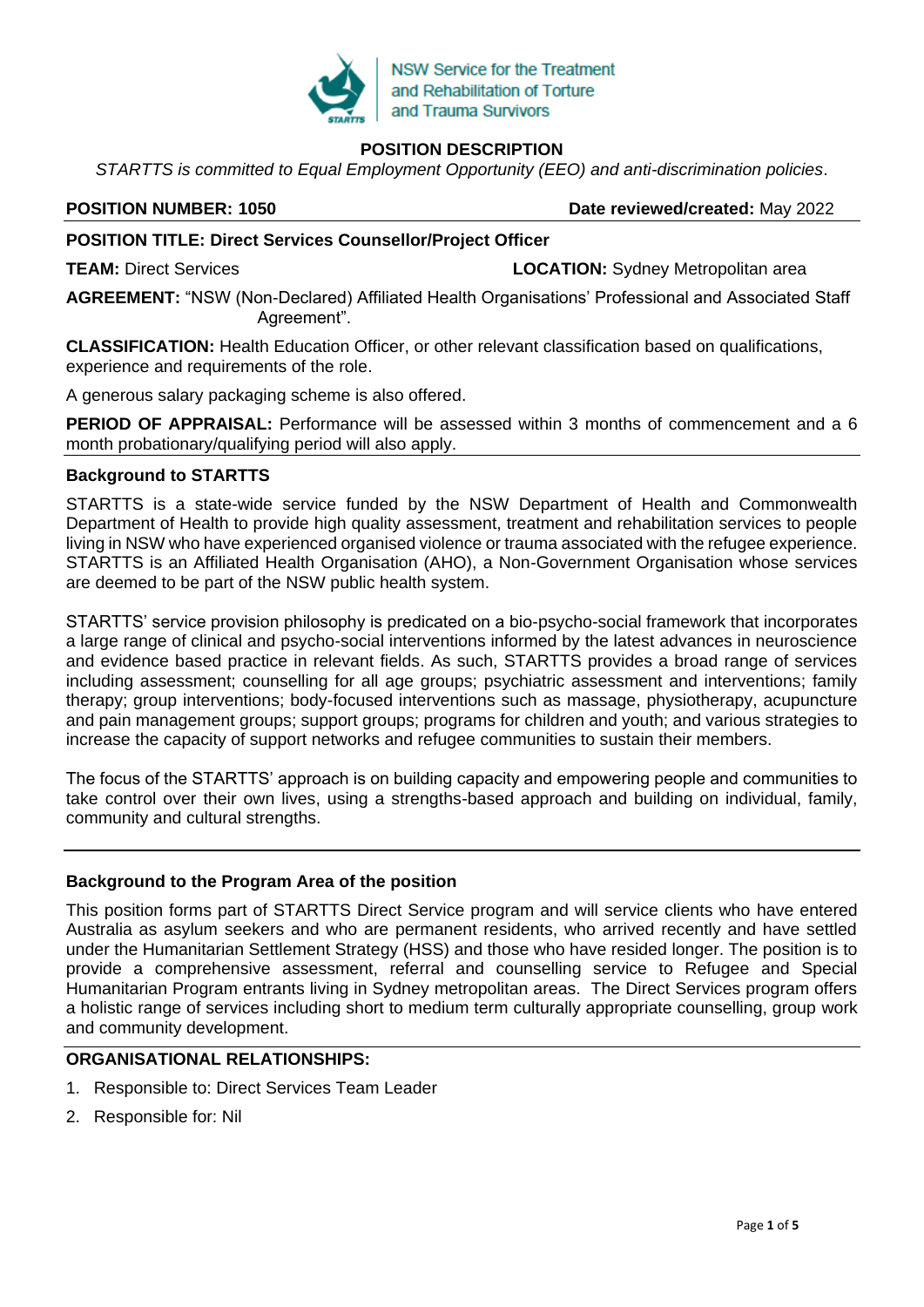NSW Service for the Treatment and Rehabilitation of Torture and Trauma Survivors

# POSITION DESCRIPTION

*STARTTS is committed to Equal Employment Opportunity (EEO) and anti-discrimination policies*.

**POSITION NUMBER: 1050** **Date reviewed/created:** May 2022

**POSITION TITLE: Direct Services Counsellor/Project Officer**

**TEAM:** Direct Services **LOCATION:** Sydney Metropolitan area

**AGREEMENT:** "NSW (Non-Declared) Affiliated Health Organisations' Professional and Associated Staff Agreement".

**CLASSIFICATION:** Health Education Officer, or other relevant classification based on qualifications, experience and requirements of the role.

A generous salary packaging scheme is also offered.

**PERIOD OF APPRAISAL:** Performance will be assessed within 3 months of commencement and a 6 month probationary/qualifying period will also apply.

## Background to STARTTS

STARTTS is a state-wide service funded by the NSW Department of Health and Commonwealth Department of Health to provide high quality assessment, treatment and rehabilitation services to people living in NSW who have experienced organised violence or trauma associated with the refugee experience. STARTTS is an Affiliated Health Organisation (AHO), a Non-Government Organisation whose services are deemed to be part of the NSW public health system.

STARTTS' service provision philosophy is predicated on a bio-psycho-social framework that incorporates a large range of clinical and psycho-social interventions informed by the latest advances in neuroscience and evidence based practice in relevant fields. As such, STARTTS provides a broad range of services including assessment; counselling for all age groups; psychiatric assessment and interventions; family therapy; group interventions; body-focused interventions such as massage, physiotherapy, acupuncture and pain management groups; support groups; programs for children and youth; and various strategies to increase the capacity of support networks and refugee communities to sustain their members.

The focus of the STARTTS' approach is on building capacity and empowering people and communities to take control over their own lives, using a strengths-based approach and building on individual, family, community and cultural strengths.

## Background to the Program Area of the position

This position forms part of STARTTS Direct Service program and will service clients who have entered Australia as asylum seekers and who are permanent residents, who arrived recently and have settled under the Humanitarian Settlement Strategy (HSS) and those who have resided longer. The position is to provide a comprehensive assessment, referral and counselling service to Refugee and Special Humanitarian Program entrants living in Sydney metropolitan areas. The Direct Services program offers a holistic range of services including short to medium term culturally appropriate counselling, group work and community development.

## ORGANISATIONAL RELATIONSHIPS:

1. Responsible to: Direct Services Team Leader
2. Responsible for: Nil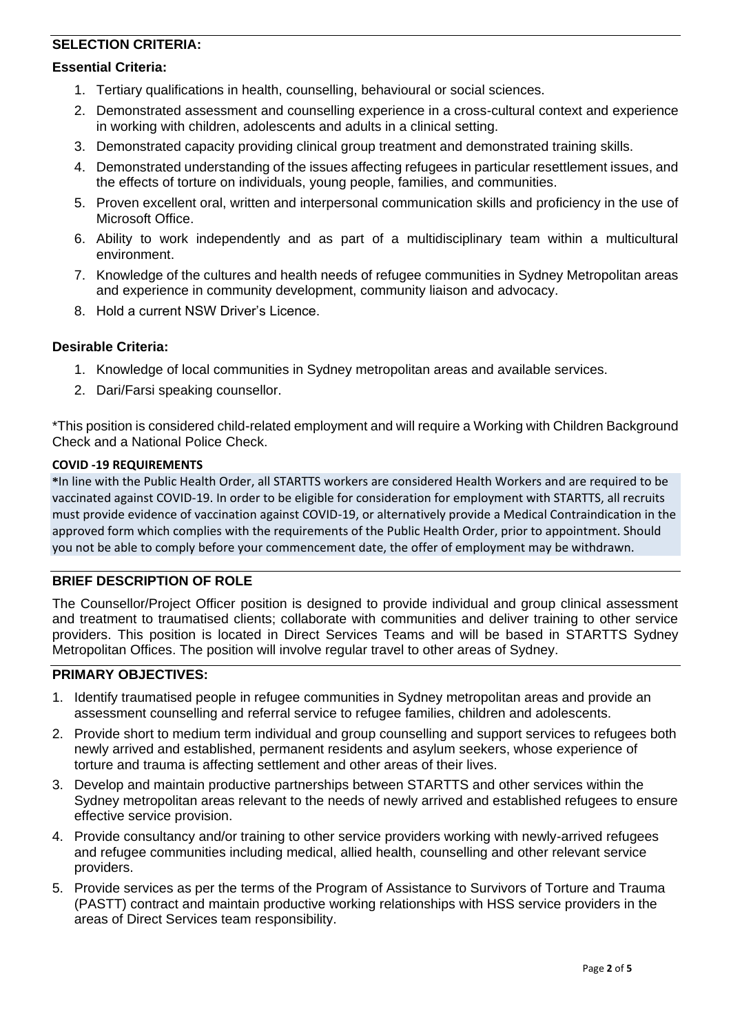## SELECTION CRITERIA:

### Essential Criteria:

1. Tertiary qualifications in health, counselling, behavioural or social sciences.
2. Demonstrated assessment and counselling experience in a cross-cultural context and experience in working with children, adolescents and adults in a clinical setting.
3. Demonstrated capacity providing clinical group treatment and demonstrated training skills.
4. Demonstrated understanding of the issues affecting refugees in particular resettlement issues, and the effects of torture on individuals, young people, families, and communities.
5. Proven excellent oral, written and interpersonal communication skills and proficiency in the use of Microsoft Office.
6. Ability to work independently and as part of a multidisciplinary team within a multicultural environment.
7. Knowledge of the cultures and health needs of refugee communities in Sydney Metropolitan areas and experience in community development, community liaison and advocacy.
8. Hold a current NSW Driver's Licence.

### Desirable Criteria:

1. Knowledge of local communities in Sydney metropolitan areas and available services.
2. Dari/Farsi speaking counsellor.

*This position is considered child-related employment and will require a Working with Children Background Check and a National Police Check.

**COVID -19 REQUIREMENTS**

*In line with the Public Health Order, all STARTTS workers are considered Health Workers and are required to be vaccinated against COVID-19. In order to be eligible for consideration for employment with STARTTS, all recruits must provide evidence of vaccination against COVID-19, or alternatively provide a Medical Contraindication in the approved form which complies with the requirements of the Public Health Order, prior to appointment. Should you not be able to comply before your commencement date, the offer of employment may be withdrawn.

## BRIEF DESCRIPTION OF ROLE

The Counsellor/Project Officer position is designed to provide individual and group clinical assessment and treatment to traumatised clients; collaborate with communities and deliver training to other service providers. This position is located in Direct Services Teams and will be based in STARTTS Sydney Metropolitan Offices. The position will involve regular travel to other areas of Sydney.

## PRIMARY OBJECTIVES:

1. Identify traumatised people in refugee communities in Sydney metropolitan areas and provide an assessment counselling and referral service to refugee families, children and adolescents.
2. Provide short to medium term individual and group counselling and support services to refugees both newly arrived and established, permanent residents and asylum seekers, whose experience of torture and trauma is affecting settlement and other areas of their lives.
3. Develop and maintain productive partnerships between STARTTS and other services within the Sydney metropolitan areas relevant to the needs of newly arrived and established refugees to ensure effective service provision.
4. Provide consultancy and/or training to other service providers working with newly-arrived refugees and refugee communities including medical, allied health, counselling and other relevant service providers.
5. Provide services as per the terms of the Program of Assistance to Survivors of Torture and Trauma (PASTT) contract and maintain productive working relationships with HSS service providers in the areas of Direct Services team responsibility.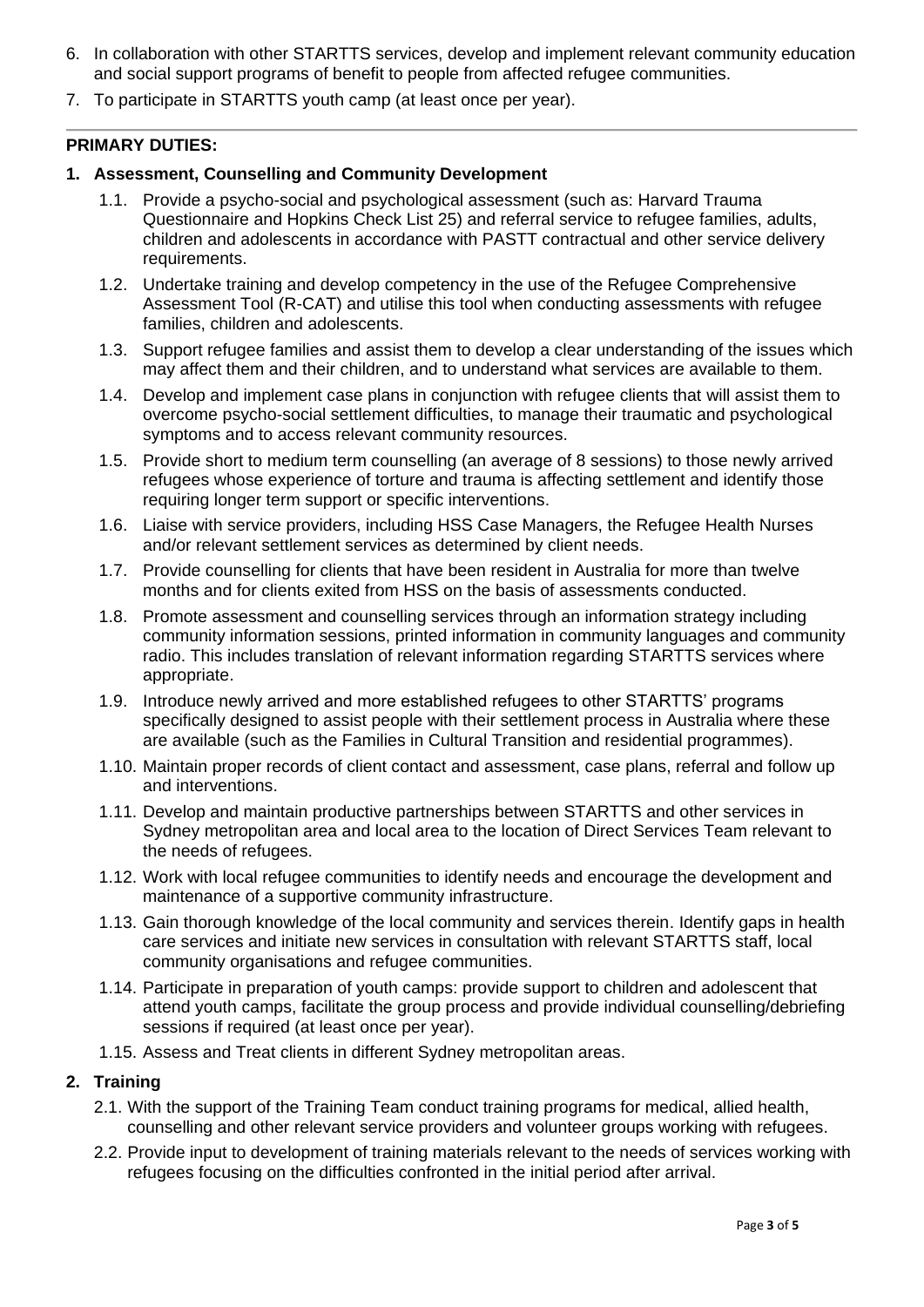6. In collaboration with other STARTTS services, develop and implement relevant community education and social support programs of benefit to people from affected refugee communities.
7. To participate in STARTTS youth camp (at least once per year).

---

**PRIMARY DUTIES:**

**1. Assessment, Counselling and Community Development**

1.1. Provide a psycho-social and psychological assessment (such as: Harvard Trauma Questionnaire and Hopkins Check List 25) and referral service to refugee families, adults, children and adolescents in accordance with PASTT contractual and other service delivery requirements.

1.2. Undertake training and develop competency in the use of the Refugee Comprehensive Assessment Tool (R-CAT) and utilise this tool when conducting assessments with refugee families, children and adolescents.

1.3. Support refugee families and assist them to develop a clear understanding of the issues which may affect them and their children, and to understand what services are available to them.

1.4. Develop and implement case plans in conjunction with refugee clients that will assist them to overcome psycho-social settlement difficulties, to manage their traumatic and psychological symptoms and to access relevant community resources.

1.5. Provide short to medium term counselling (an average of 8 sessions) to those newly arrived refugees whose experience of torture and trauma is affecting settlement and identify those requiring longer term support or specific interventions.

1.6. Liaise with service providers, including HSS Case Managers, the Refugee Health Nurses and/or relevant settlement services as determined by client needs.

1.7. Provide counselling for clients that have been resident in Australia for more than twelve months and for clients exited from HSS on the basis of assessments conducted.

1.8. Promote assessment and counselling services through an information strategy including community information sessions, printed information in community languages and community radio. This includes translation of relevant information regarding STARTTS services where appropriate.

1.9. Introduce newly arrived and more established refugees to other STARTTS' programs specifically designed to assist people with their settlement process in Australia where these are available (such as the Families in Cultural Transition and residential programmes).

1.10. Maintain proper records of client contact and assessment, case plans, referral and follow up and interventions.

1.11. Develop and maintain productive partnerships between STARTTS and other services in Sydney metropolitan area and local area to the location of Direct Services Team relevant to the needs of refugees.

1.12. Work with local refugee communities to identify needs and encourage the development and maintenance of a supportive community infrastructure.

1.13. Gain thorough knowledge of the local community and services therein. Identify gaps in health care services and initiate new services in consultation with relevant STARTTS staff, local community organisations and refugee communities.

1.14. Participate in preparation of youth camps: provide support to children and adolescent that attend youth camps, facilitate the group process and provide individual counselling/debriefing sessions if required (at least once per year).

1.15. Assess and Treat clients in different Sydney metropolitan areas.

**2. Training**

2.1. With the support of the Training Team conduct training programs for medical, allied health, counselling and other relevant service providers and volunteer groups working with refugees.

2.2. Provide input to development of training materials relevant to the needs of services working with refugees focusing on the difficulties confronted in the initial period after arrival.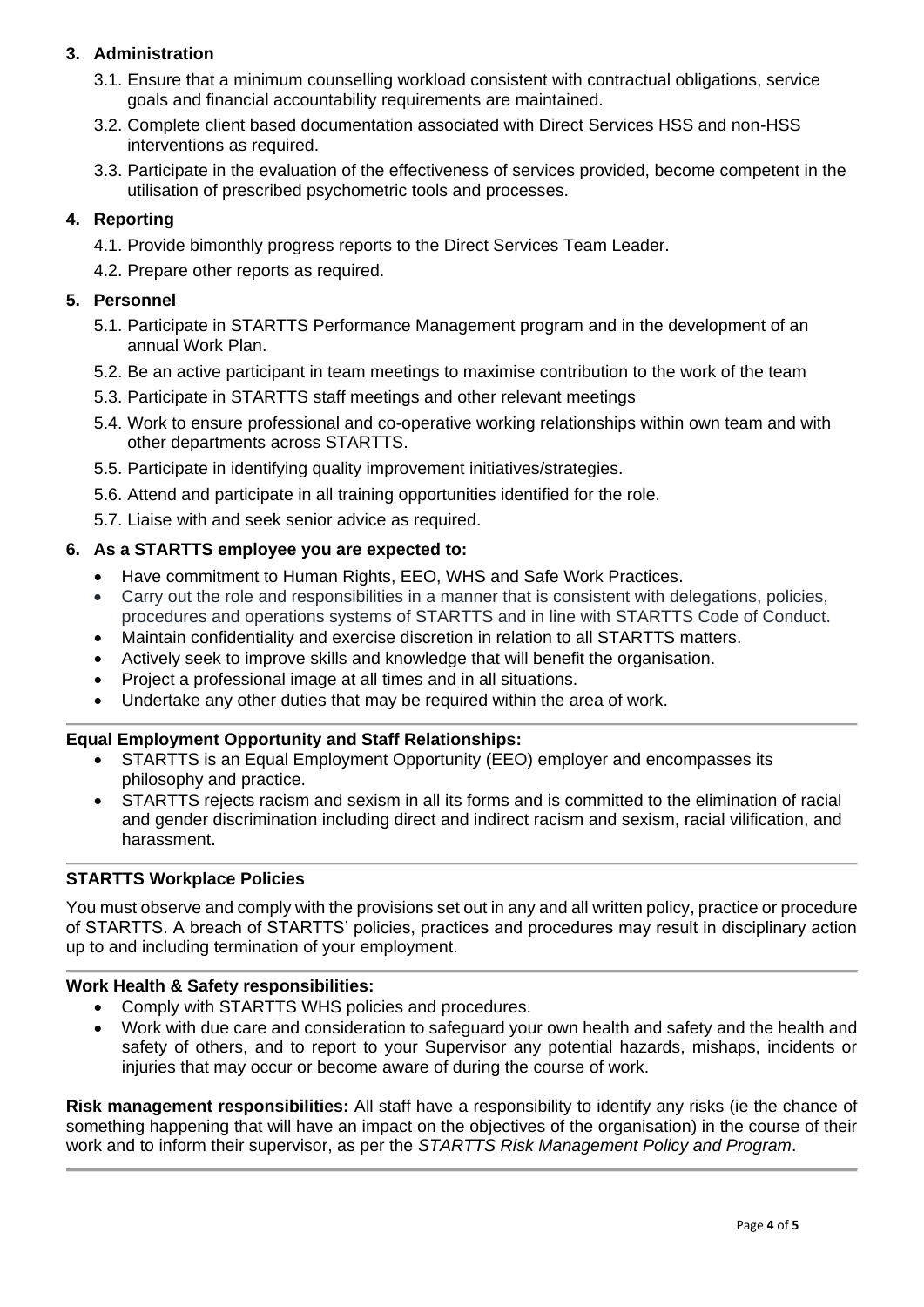### 3. Administration

3.1. Ensure that a minimum counselling workload consistent with contractual obligations, service goals and financial accountability requirements are maintained.

3.2. Complete client based documentation associated with Direct Services HSS and non-HSS interventions as required.

3.3. Participate in the evaluation of the effectiveness of services provided, become competent in the utilisation of prescribed psychometric tools and processes.

### 4. Reporting

4.1. Provide bimonthly progress reports to the Direct Services Team Leader.

4.2. Prepare other reports as required.

### 5. Personnel

5.1. Participate in STARTTS Performance Management program and in the development of an annual Work Plan.

5.2. Be an active participant in team meetings to maximise contribution to the work of the team

5.3. Participate in STARTTS staff meetings and other relevant meetings

5.4. Work to ensure professional and co-operative working relationships within own team and with other departments across STARTTS.

5.5. Participate in identifying quality improvement initiatives/strategies.

5.6. Attend and participate in all training opportunities identified for the role.

5.7. Liaise with and seek senior advice as required.

### 6. As a STARTTS employee you are expected to:

- Have commitment to Human Rights, EEO, WHS and Safe Work Practices.
- Carry out the role and responsibilities in a manner that is consistent with delegations, policies, procedures and operations systems of STARTTS and in line with STARTTS Code of Conduct.
- Maintain confidentiality and exercise discretion in relation to all STARTTS matters.
- Actively seek to improve skills and knowledge that will benefit the organisation.
- Project a professional image at all times and in all situations.
- Undertake any other duties that may be required within the area of work.

---

**Equal Employment Opportunity and Staff Relationships:**

- STARTTS is an Equal Employment Opportunity (EEO) employer and encompasses its philosophy and practice.
- STARTTS rejects racism and sexism in all its forms and is committed to the elimination of racial and gender discrimination including direct and indirect racism and sexism, racial vilification, and harassment.

---

**STARTTS Workplace Policies**

You must observe and comply with the provisions set out in any and all written policy, practice or procedure of STARTTS. A breach of STARTTS' policies, practices and procedures may result in disciplinary action up to and including termination of your employment.

---

**Work Health & Safety responsibilities:**

- Comply with STARTTS WHS policies and procedures.
- Work with due care and consideration to safeguard your own health and safety and the health and safety of others, and to report to your Supervisor any potential hazards, mishaps, incidents or injuries that may occur or become aware of during the course of work.

**Risk management responsibilities:** All staff have a responsibility to identify any risks (ie the chance of something happening that will have an impact on the objectives of the organisation) in the course of their work and to inform their supervisor, as per the *STARTTS Risk Management Policy and Program*.

---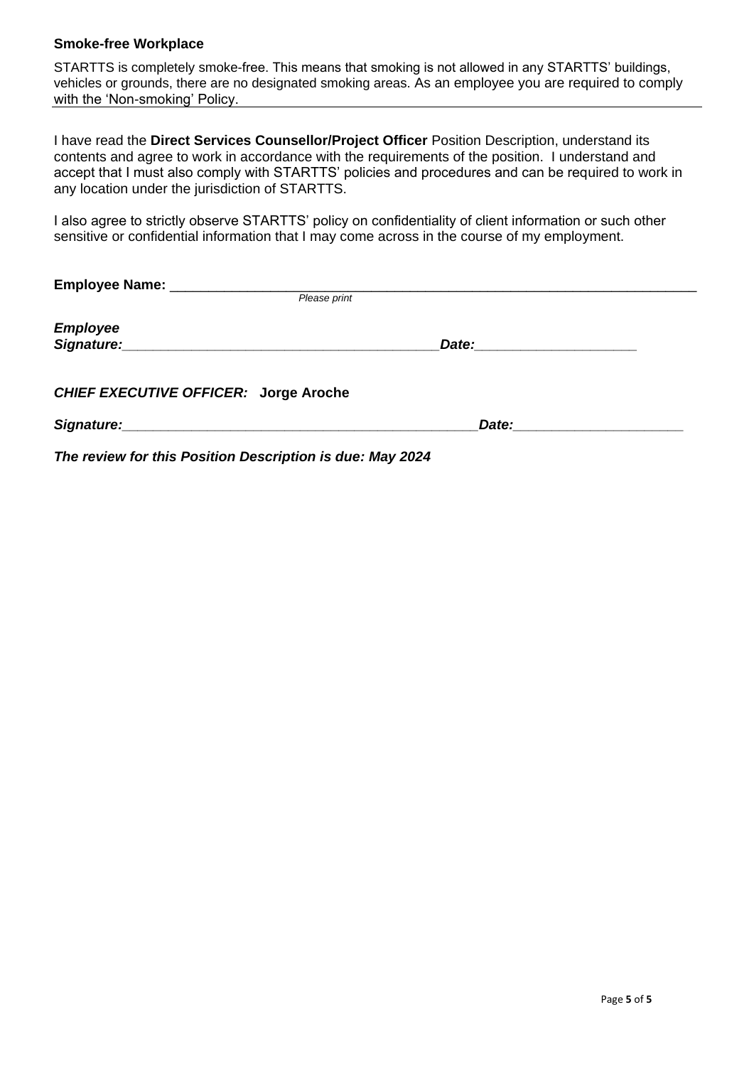**Smoke-free Workplace**

STARTTS is completely smoke-free. This means that smoking is not allowed in any STARTTS' buildings, vehicles or grounds, there are no designated smoking areas. As an employee you are required to comply with the 'Non-smoking' Policy.

---

I have read the **Direct Services Counsellor/Project Officer** Position Description, understand its contents and agree to work in accordance with the requirements of the position. I understand and accept that I must also comply with STARTTS' policies and procedures and can be required to work in any location under the jurisdiction of STARTTS.

I also agree to strictly observe STARTTS' policy on confidentiality of client information or such other sensitive or confidential information that I may come across in the course of my employment.

**Employee Name:** ______________________________________________
*Please print*

***Employee Signature:***___________________________________________***Date:***_____________________

***CHIEF EXECUTIVE OFFICER:*** **Jorge Aroche**

***Signature:***_______________________________________________***Date:***_____________________

***The review for this Position Description is due: May 2024***